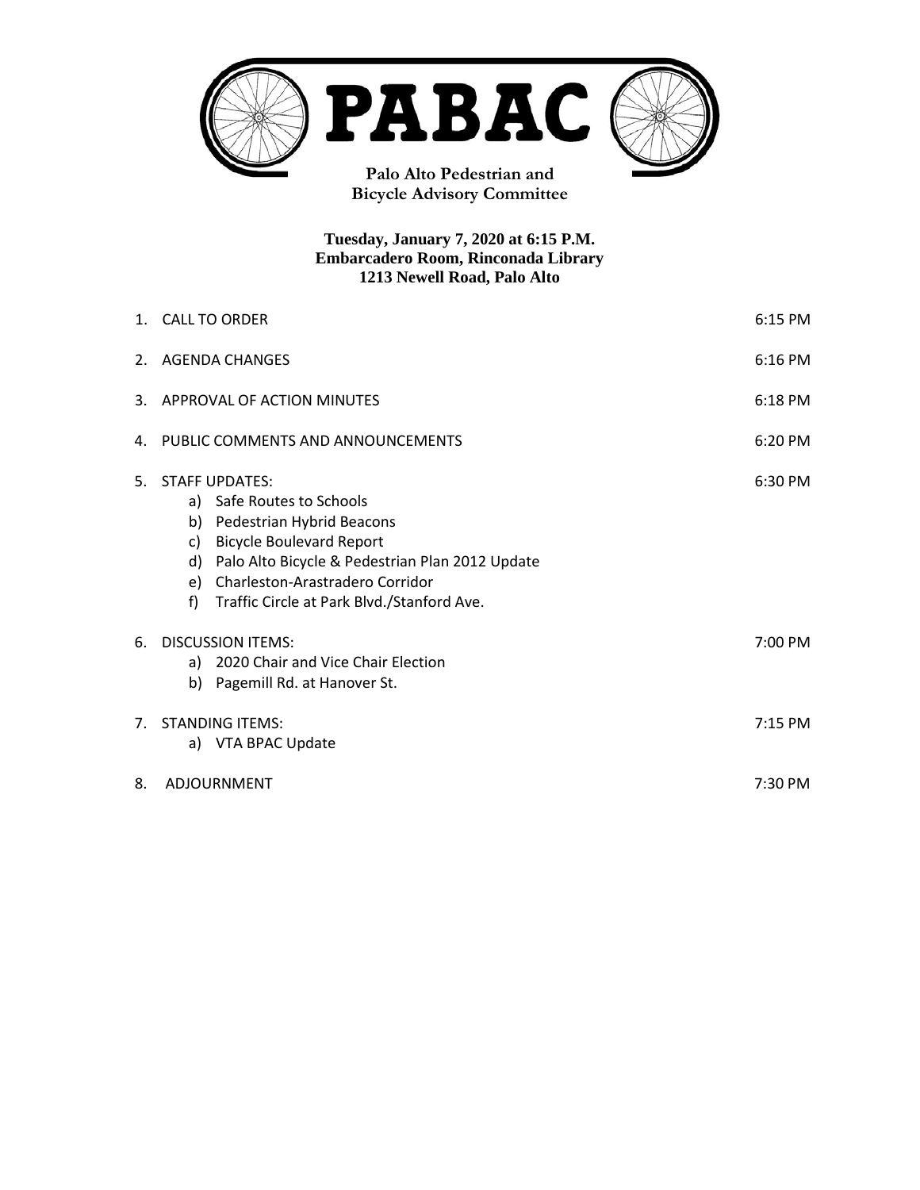# PABAC

**Palo Alto Pedestrian and Bicycle Advisory Committee**

**Tuesday, January 7, 2020 at 6:15 P.M.**
**Embarcadero Room, Rinconada Library**
**1213 Newell Road, Palo Alto**

| | |
|---|---|
| 1. CALL TO ORDER | 6:15 PM |
| 2. AGENDA CHANGES | 6:16 PM |
| 3. APPROVAL OF ACTION MINUTES | 6:18 PM |
| 4. PUBLIC COMMENTS AND ANNOUNCEMENTS | 6:20 PM |
| 5. STAFF UPDATES: | 6:30 PM |
| a) Safe Routes to Schools | |
| b) Pedestrian Hybrid Beacons | |
| c) Bicycle Boulevard Report | |
| d) Palo Alto Bicycle & Pedestrian Plan 2012 Update | |
| e) Charleston-Arastradero Corridor | |
| f) Traffic Circle at Park Blvd./Stanford Ave. | |
| 6. DISCUSSION ITEMS: | 7:00 PM |
| a) 2020 Chair and Vice Chair Election | |
| b) Pagemill Rd. at Hanover St. | |
| 7. STANDING ITEMS: | 7:15 PM |
| a) VTA BPAC Update | |
| 8. ADJOURNMENT | 7:30 PM |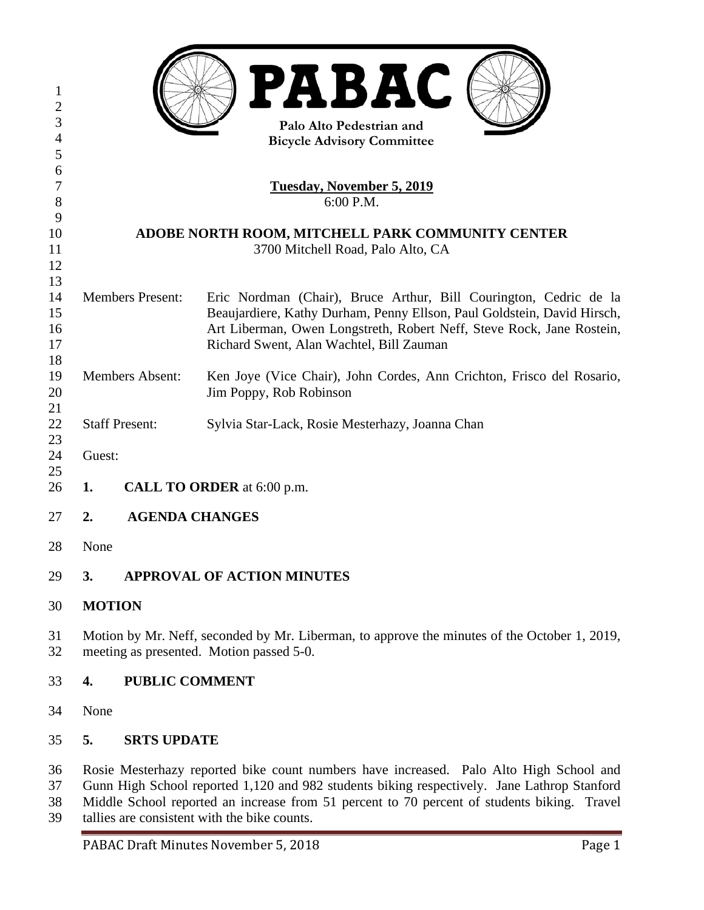PABAC

Palo Alto Pedestrian and Bicycle Advisory Committee

**Tuesday, November 5, 2019**
6:00 P.M.

**ADOBE NORTH ROOM, MITCHELL PARK COMMUNITY CENTER**
3700 Mitchell Road, Palo Alto, CA

Members Present: Eric Nordman (Chair), Bruce Arthur, Bill Courington, Cedric de la Beaujardiere, Kathy Durham, Penny Ellson, Paul Goldstein, David Hirsch, Art Liberman, Owen Longstreth, Robert Neff, Steve Rock, Jane Rostein, Richard Swent, Alan Wachtel, Bill Zauman

Members Absent: Ken Joye (Vice Chair), John Cordes, Ann Crichton, Frisco del Rosario, Jim Poppy, Rob Robinson

Staff Present: Sylvia Star-Lack, Rosie Mesterhazy, Joanna Chan

Guest:

## 1. CALL TO ORDER at 6:00 p.m.

## 2. AGENDA CHANGES

None

## 3. APPROVAL OF ACTION MINUTES

**MOTION**

Motion by Mr. Neff, seconded by Mr. Liberman, to approve the minutes of the October 1, 2019, meeting as presented. Motion passed 5-0.

## 4. PUBLIC COMMENT

None

## 5. SRTS UPDATE

Rosie Mesterhazy reported bike count numbers have increased. Palo Alto High School and Gunn High School reported 1,120 and 982 students biking respectively. Jane Lathrop Stanford Middle School reported an increase from 51 percent to 70 percent of students biking. Travel tallies are consistent with the bike counts.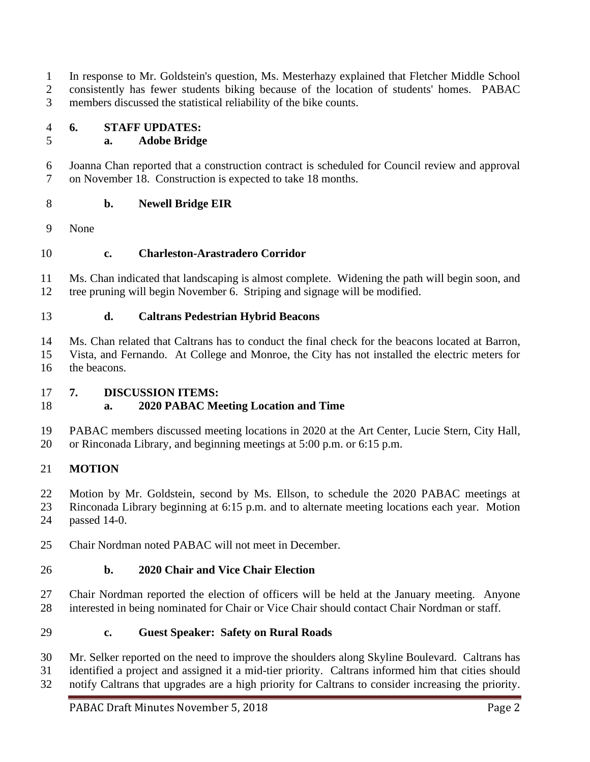In response to Mr. Goldstein's question, Ms. Mesterhazy explained that Fletcher Middle School consistently has fewer students biking because of the location of students' homes. PABAC members discussed the statistical reliability of the bike counts.

**6. STAFF UPDATES:**

**a. Adobe Bridge**

Joanna Chan reported that a construction contract is scheduled for Council review and approval on November 18. Construction is expected to take 18 months.

**b. Newell Bridge EIR**

None

**c. Charleston-Arastradero Corridor**

Ms. Chan indicated that landscaping is almost complete. Widening the path will begin soon, and tree pruning will begin November 6. Striping and signage will be modified.

**d. Caltrans Pedestrian Hybrid Beacons**

Ms. Chan related that Caltrans has to conduct the final check for the beacons located at Barron, Vista, and Fernando. At College and Monroe, the City has not installed the electric meters for the beacons.

**7. DISCUSSION ITEMS:**

**a. 2020 PABAC Meeting Location and Time**

PABAC members discussed meeting locations in 2020 at the Art Center, Lucie Stern, City Hall, or Rinconada Library, and beginning meetings at 5:00 p.m. or 6:15 p.m.

**MOTION**

Motion by Mr. Goldstein, second by Ms. Ellson, to schedule the 2020 PABAC meetings at Rinconada Library beginning at 6:15 p.m. and to alternate meeting locations each year. Motion passed 14-0.

Chair Nordman noted PABAC will not meet in December.

**b. 2020 Chair and Vice Chair Election**

Chair Nordman reported the election of officers will be held at the January meeting. Anyone interested in being nominated for Chair or Vice Chair should contact Chair Nordman or staff.

**c. Guest Speaker: Safety on Rural Roads**

Mr. Selker reported on the need to improve the shoulders along Skyline Boulevard. Caltrans has identified a project and assigned it a mid-tier priority. Caltrans informed him that cities should notify Caltrans that upgrades are a high priority for Caltrans to consider increasing the priority.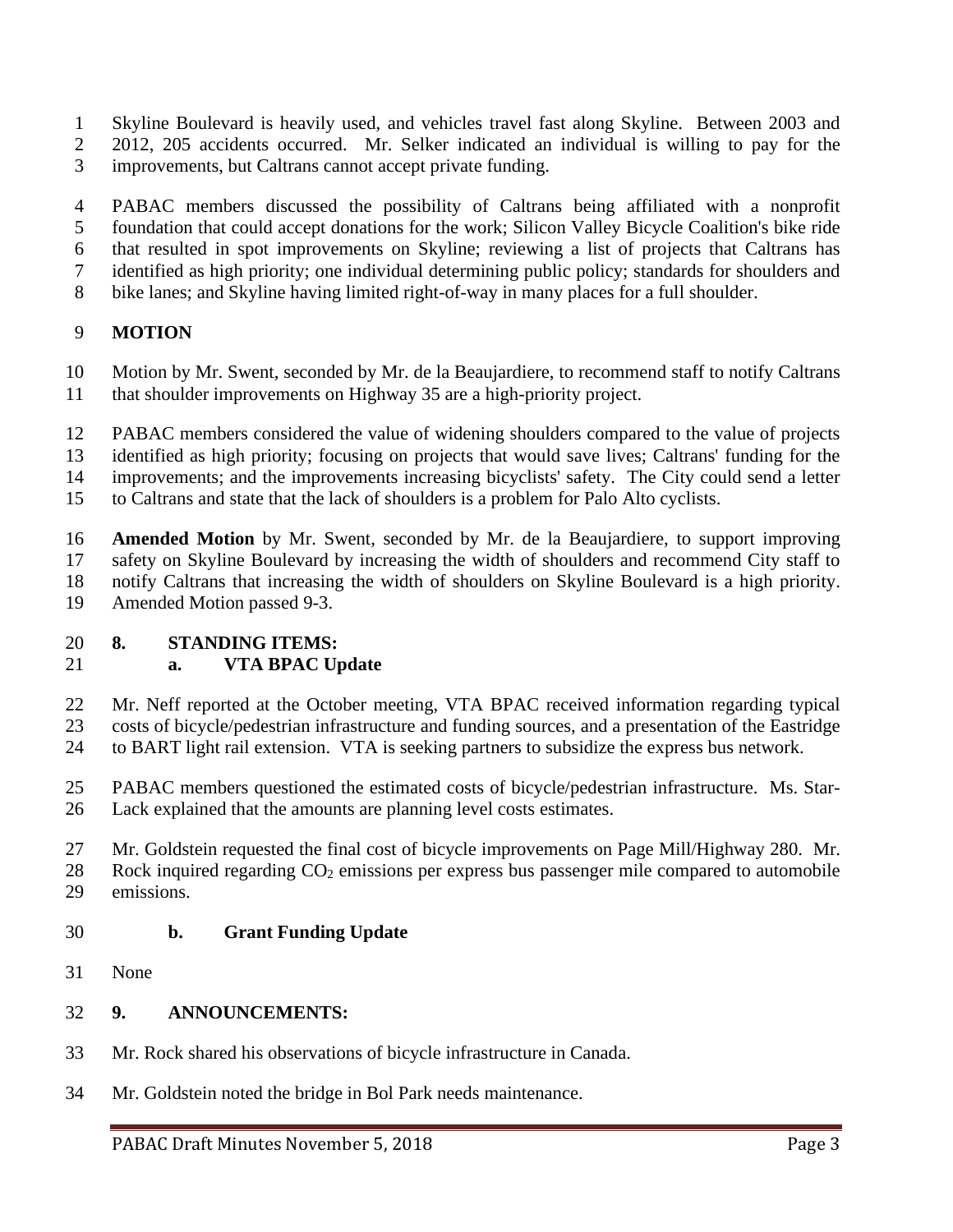Skyline Boulevard is heavily used, and vehicles travel fast along Skyline. Between 2003 and 2012, 205 accidents occurred. Mr. Selker indicated an individual is willing to pay for the improvements, but Caltrans cannot accept private funding.

PABAC members discussed the possibility of Caltrans being affiliated with a nonprofit foundation that could accept donations for the work; Silicon Valley Bicycle Coalition's bike ride that resulted in spot improvements on Skyline; reviewing a list of projects that Caltrans has identified as high priority; one individual determining public policy; standards for shoulders and bike lanes; and Skyline having limited right-of-way in many places for a full shoulder.

**MOTION**

Motion by Mr. Swent, seconded by Mr. de la Beaujardiere, to recommend staff to notify Caltrans that shoulder improvements on Highway 35 are a high-priority project.

PABAC members considered the value of widening shoulders compared to the value of projects identified as high priority; focusing on projects that would save lives; Caltrans' funding for the improvements; and the improvements increasing bicyclists' safety. The City could send a letter to Caltrans and state that the lack of shoulders is a problem for Palo Alto cyclists.

**Amended Motion** by Mr. Swent, seconded by Mr. de la Beaujardiere, to support improving safety on Skyline Boulevard by increasing the width of shoulders and recommend City staff to notify Caltrans that increasing the width of shoulders on Skyline Boulevard is a high priority. Amended Motion passed 9-3.

## 8. STANDING ITEMS:

### a. VTA BPAC Update

Mr. Neff reported at the October meeting, VTA BPAC received information regarding typical costs of bicycle/pedestrian infrastructure and funding sources, and a presentation of the Eastridge to BART light rail extension. VTA is seeking partners to subsidize the express bus network.

PABAC members questioned the estimated costs of bicycle/pedestrian infrastructure. Ms. Star-Lack explained that the amounts are planning level costs estimates.

Mr. Goldstein requested the final cost of bicycle improvements on Page Mill/Highway 280. Mr. Rock inquired regarding $CO_2$ emissions per express bus passenger mile compared to automobile emissions.

### b. Grant Funding Update

None

## 9. ANNOUNCEMENTS:

Mr. Rock shared his observations of bicycle infrastructure in Canada.

Mr. Goldstein noted the bridge in Bol Park needs maintenance.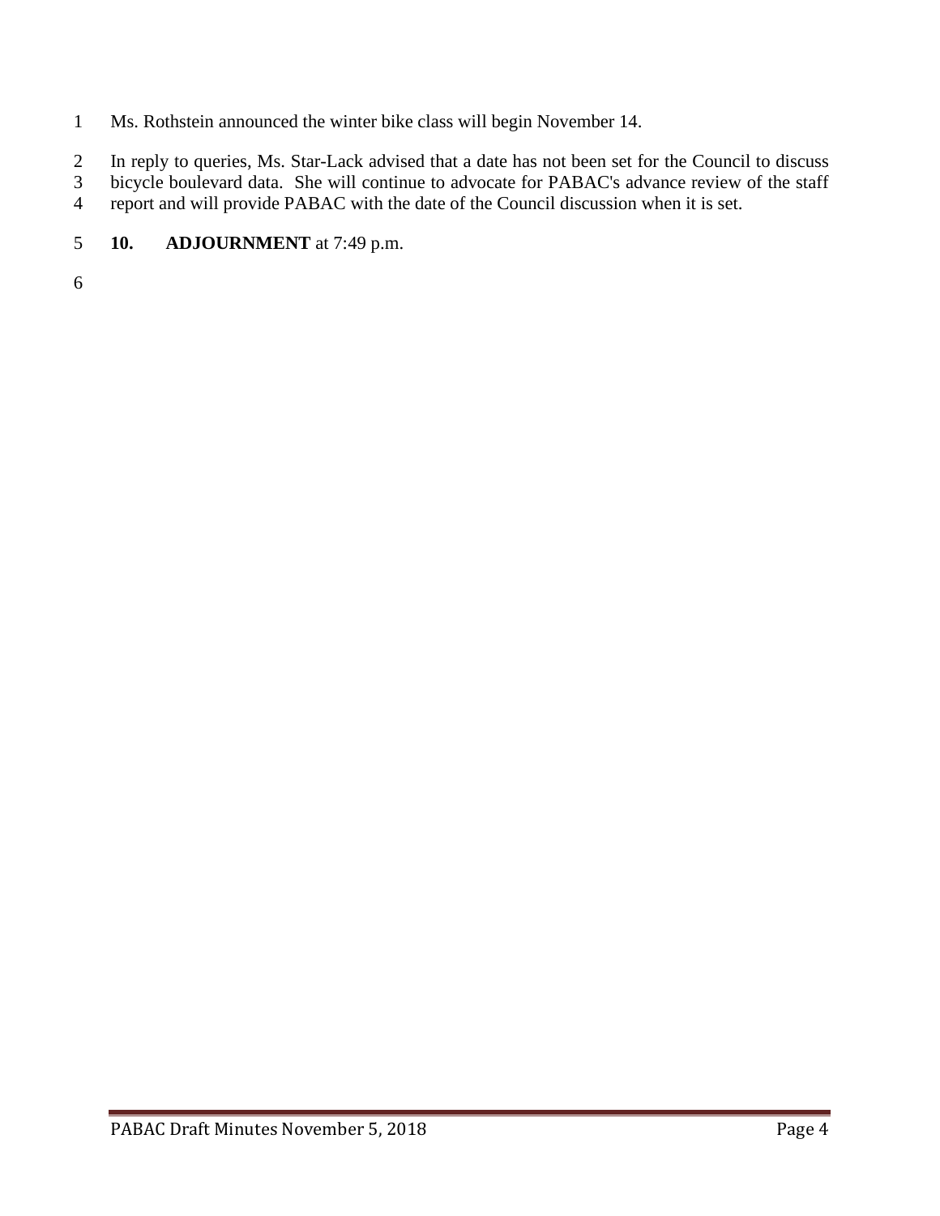Ms. Rothstein announced the winter bike class will begin November 14.

In reply to queries, Ms. Star-Lack advised that a date has not been set for the Council to discuss bicycle boulevard data. She will continue to advocate for PABAC's advance review of the staff report and will provide PABAC with the date of the Council discussion when it is set.

**10. ADJOURNMENT** at 7:49 p.m.